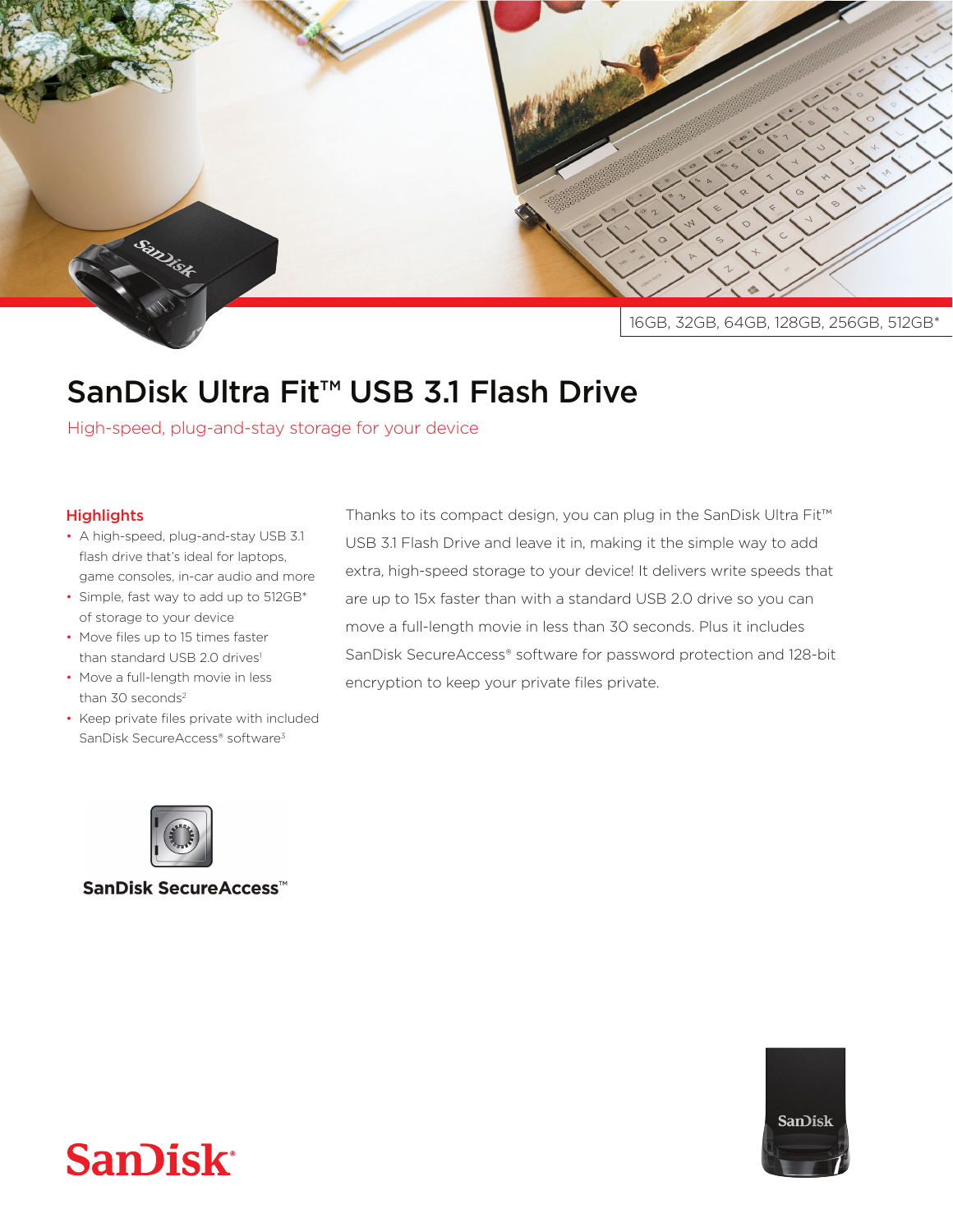16GB, 32GB, 64GB, 128GB, 256GB, 512GB*

# SanDisk Ultra Fit™ USB 3.1 Flash Drive

High-speed, plug-and-stay storage for your device

## Highlights

- A high-speed, plug-and-stay USB 3.1 flash drive that's ideal for laptops, game consoles, in-car audio and more
- Simple, fast way to add up to 512GB* of storage to your device
- Move files up to 15 times faster than standard USB 2.0 drives[1]
- Move a full-length movie in less than 30 seconds[2]
- Keep private files private with included SanDisk SecureAccess® software[3]

Thanks to its compact design, you can plug in the SanDisk Ultra Fit™ USB 3.1 Flash Drive and leave it in, making it the simple way to add extra, high-speed storage to your device! It delivers write speeds that are up to 15x faster than with a standard USB 2.0 drive so you can move a full-length movie in less than 30 seconds. Plus it includes SanDisk SecureAccess® software for password protection and 128-bit encryption to keep your private files private.

**SanDisk SecureAccess™**

SanDisk®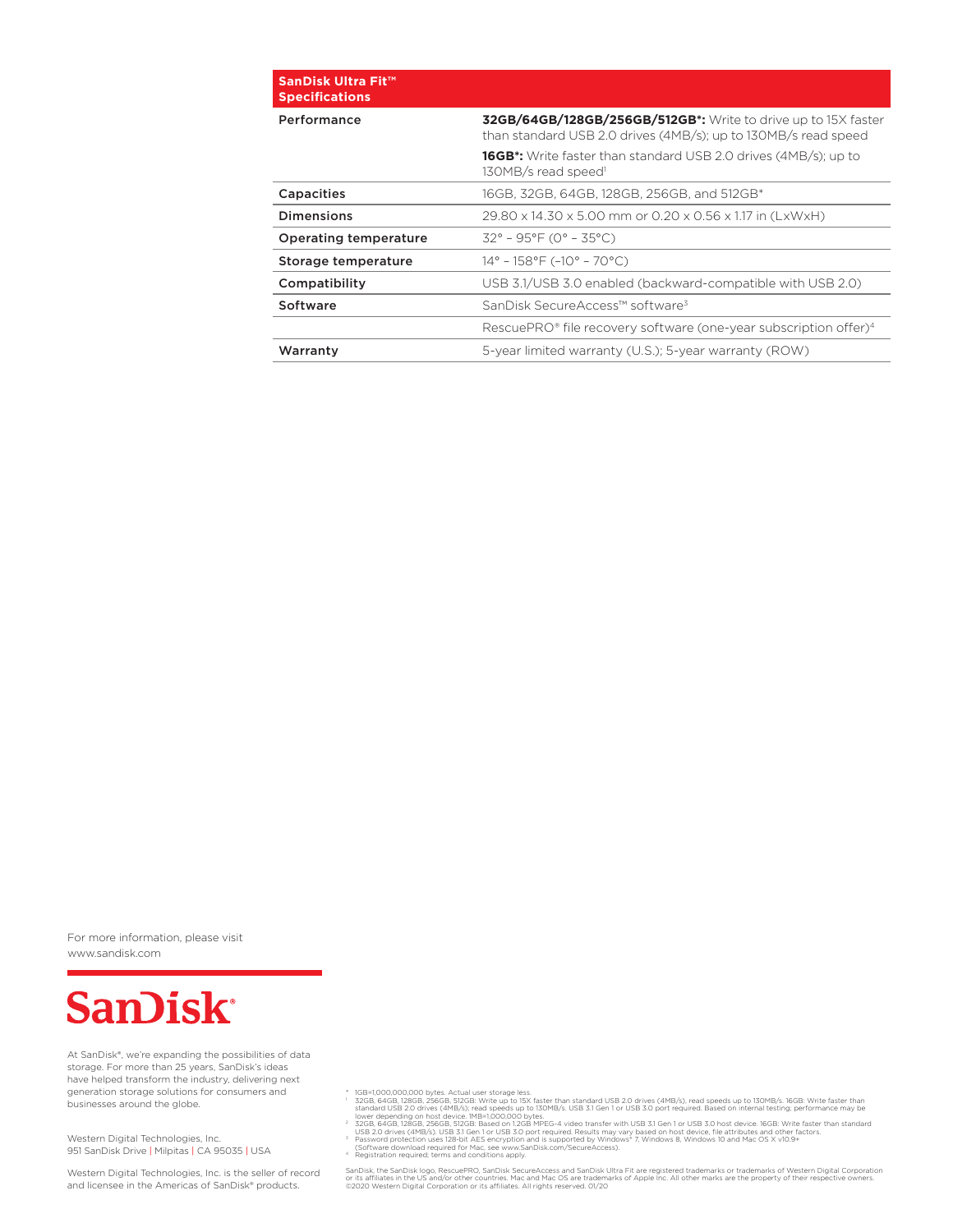| SanDisk Ultra Fit™ Specifications | |
|---|---|
| Performance | **32GB/64GB/128GB/256GB/512GB*:** Write to drive up to 15X faster than standard USB 2.0 drives (4MB/s); up to 130MB/s read speed<br>**16GB*:** Write faster than standard USB 2.0 drives (4MB/s); up to 130MB/s read speed[1] |
| Capacities | 16GB, 32GB, 64GB, 128GB, 256GB, and 512GB* |
| Dimensions | 29.80 x 14.30 x 5.00 mm or 0.20 x 0.56 x 1.17 in (LxWxH) |
| Operating temperature | 32° – 95°F (0° – 35°C) |
| Storage temperature | 14° – 158°F (–10° – 70°C) |
| Compatibility | USB 3.1/USB 3.0 enabled (backward-compatible with USB 2.0) |
| Software | SanDisk SecureAccess™ software[3] |
| | RescuePRO® file recovery software (one-year subscription offer)[4] |
| Warranty | 5-year limited warranty (U.S.); 5-year warranty (ROW) |

For more information, please visit www.sandisk.com

SanDisk®

At SanDisk®, we're expanding the possibilities of data storage. For more than 25 years, SanDisk's ideas have helped transform the industry, delivering next generation storage solutions for consumers and businesses around the globe.

Western Digital Technologies, Inc.
951 SanDisk Drive | Milpitas | CA 95035 | USA

Western Digital Technologies, Inc. is the seller of record and licensee in the Americas of SanDisk® products.

\* 1GB=1,000,000,000 bytes. Actual user storage less.
[1] 32GB, 64GB, 128GB, 256GB, 512GB: Write up to 15X faster than standard USB 2.0 drives (4MB/s), read speeds up to 130MB/s. 16GB: Write faster than standard USB 2.0 drives (4MB/s); read speeds up to 130MB/s. USB 3.1 Gen 1 or USB 3.0 port required. Based on internal testing; performance may be lower depending on host device. 1MB=1,000,000 bytes.
[2] 32GB, 64GB, 128GB, 256GB, 512GB: Based on 1.2GB MPEG-4 video transfer with USB 3.1 Gen 1 or USB 3.0 host device. 16GB: Write faster than standard USB 2.0 drives (4MB/s). USB 3.1 Gen 1 or USB 3.0 port required. Results may vary based on host device, file attributes and other factors.
[3] Password protection uses 128-bit AES encryption and is supported by Windows® 7, Windows 8, Windows 10 and Mac OS X v10.9+ (Software download required for Mac, see www.SanDisk.com/SecureAccess).
[4] Registration required; terms and conditions apply.

SanDisk, the SanDisk logo, RescuePRO, SanDisk SecureAccess and SanDisk Ultra Fit are registered trademarks or trademarks of Western Digital Corporation or its affiliates in the US and/or other countries. Mac and Mac OS are trademarks of Apple Inc. All other marks are the property of their respective owners. ©2020 Western Digital Corporation or its affiliates. All rights reserved. 01/20